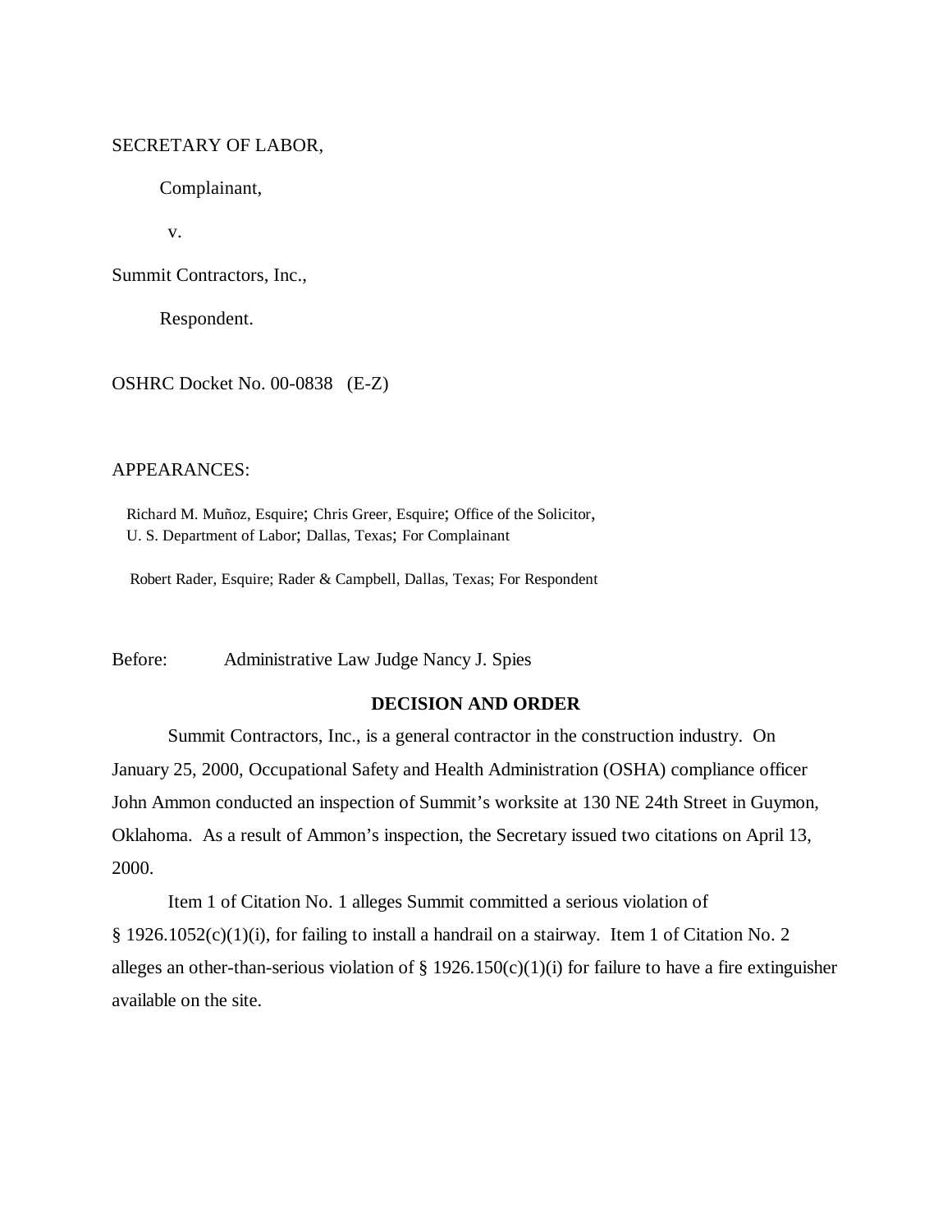SECRETARY OF LABOR,

Complainant,

v.

Summit Contractors, Inc.,

Respondent.

OSHRC Docket No. 00-0838 (E-Z)

APPEARANCES:

Richard M. Muñoz, Esquire; Chris Greer, Esquire; Office of the Solicitor, U. S. Department of Labor; Dallas, Texas; For Complainant

Robert Rader, Esquire; Rader & Campbell, Dallas, Texas; For Respondent

Before: Administrative Law Judge Nancy J. Spies

**DECISION AND ORDER**

Summit Contractors, Inc., is a general contractor in the construction industry. On January 25, 2000, Occupational Safety and Health Administration (OSHA) compliance officer John Ammon conducted an inspection of Summit's worksite at 130 NE 24th Street in Guymon, Oklahoma. As a result of Ammon's inspection, the Secretary issued two citations on April 13, 2000.

Item 1 of Citation No. 1 alleges Summit committed a serious violation of § 1926.1052(c)(1)(i), for failing to install a handrail on a stairway. Item 1 of Citation No. 2 alleges an other-than-serious violation of § 1926.150(c)(1)(i) for failure to have a fire extinguisher available on the site.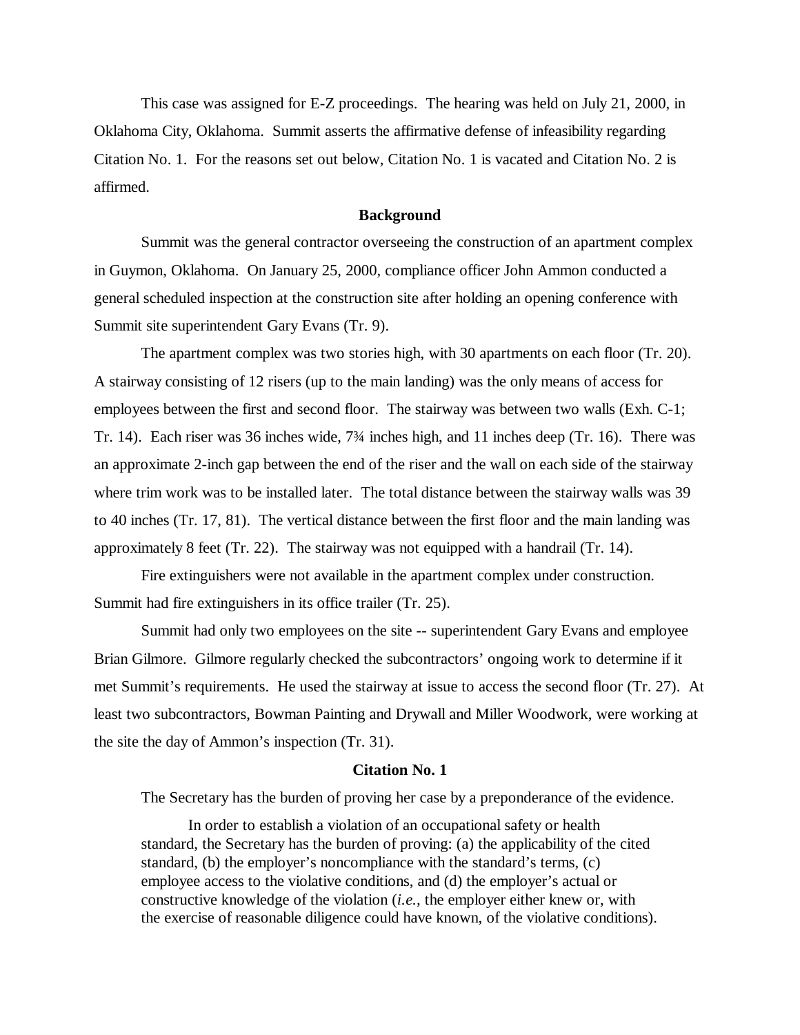This case was assigned for E-Z proceedings. The hearing was held on July 21, 2000, in Oklahoma City, Oklahoma. Summit asserts the affirmative defense of infeasibility regarding Citation No. 1. For the reasons set out below, Citation No. 1 is vacated and Citation No. 2 is affirmed.

**Background**

Summit was the general contractor overseeing the construction of an apartment complex in Guymon, Oklahoma. On January 25, 2000, compliance officer John Ammon conducted a general scheduled inspection at the construction site after holding an opening conference with Summit site superintendent Gary Evans (Tr. 9).

The apartment complex was two stories high, with 30 apartments on each floor (Tr. 20). A stairway consisting of 12 risers (up to the main landing) was the only means of access for employees between the first and second floor. The stairway was between two walls (Exh. C-1; Tr. 14). Each riser was 36 inches wide, 7¾ inches high, and 11 inches deep (Tr. 16). There was an approximate 2-inch gap between the end of the riser and the wall on each side of the stairway where trim work was to be installed later. The total distance between the stairway walls was 39 to 40 inches (Tr. 17, 81). The vertical distance between the first floor and the main landing was approximately 8 feet (Tr. 22). The stairway was not equipped with a handrail (Tr. 14).

Fire extinguishers were not available in the apartment complex under construction. Summit had fire extinguishers in its office trailer (Tr. 25).

Summit had only two employees on the site -- superintendent Gary Evans and employee Brian Gilmore. Gilmore regularly checked the subcontractors' ongoing work to determine if it met Summit's requirements. He used the stairway at issue to access the second floor (Tr. 27). At least two subcontractors, Bowman Painting and Drywall and Miller Woodwork, were working at the site the day of Ammon's inspection (Tr. 31).

**Citation No. 1**

The Secretary has the burden of proving her case by a preponderance of the evidence.

> In order to establish a violation of an occupational safety or health standard, the Secretary has the burden of proving: (a) the applicability of the cited standard, (b) the employer's noncompliance with the standard's terms, (c) employee access to the violative conditions, and (d) the employer's actual or constructive knowledge of the violation (*i.e.,* the employer either knew or, with the exercise of reasonable diligence could have known, of the violative conditions).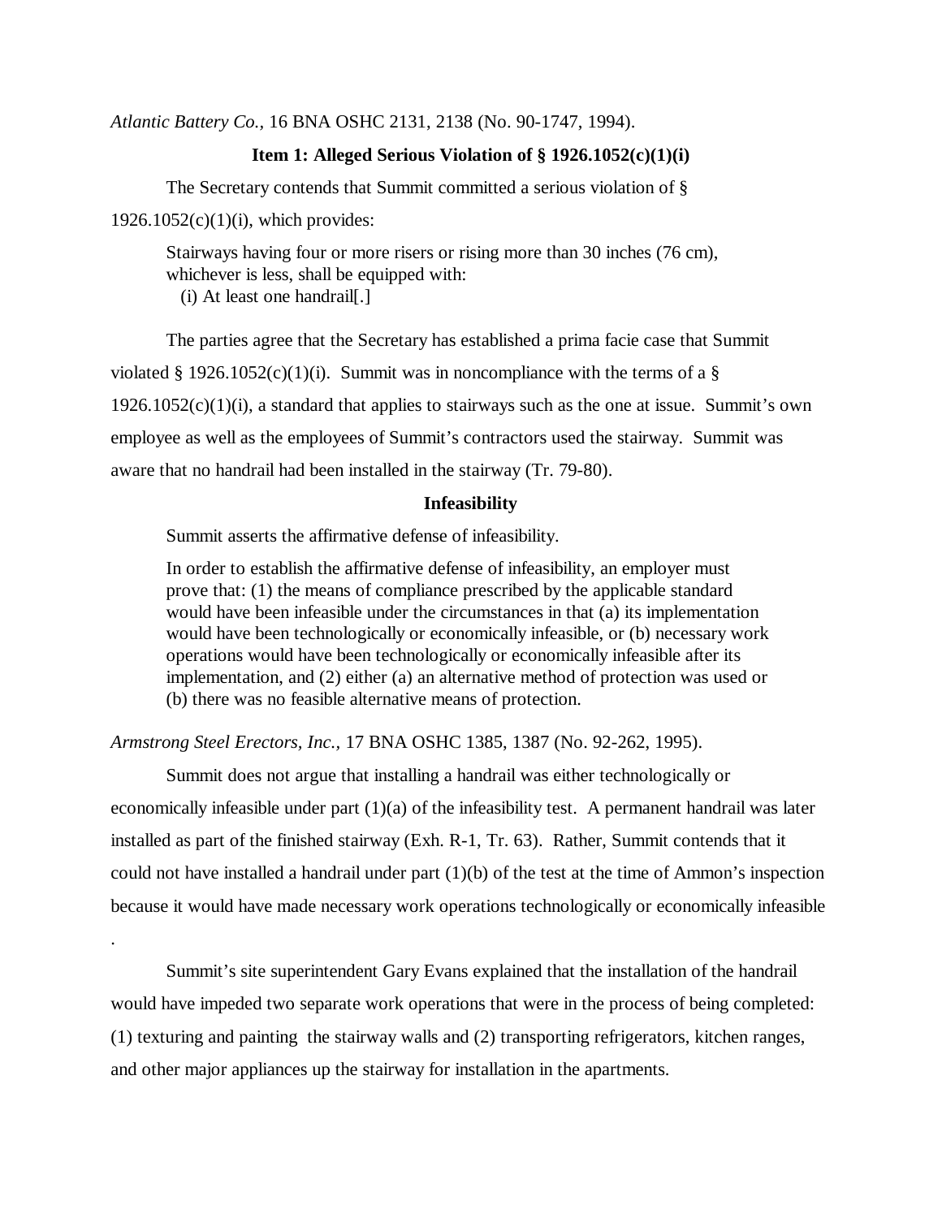*Atlantic Battery Co.*, 16 BNA OSHC 2131, 2138 (No. 90-1747, 1994).

**Item 1: Alleged Serious Violation of § 1926.1052(c)(1)(i)**

The Secretary contends that Summit committed a serious violation of § 1926.1052(c)(1)(i), which provides:

> Stairways having four or more risers or rising more than 30 inches (76 cm), whichever is less, shall be equipped with:
> (i) At least one handrail[.]

The parties agree that the Secretary has established a prima facie case that Summit violated § 1926.1052(c)(1)(i). Summit was in noncompliance with the terms of a § 1926.1052(c)(1)(i), a standard that applies to stairways such as the one at issue. Summit's own employee as well as the employees of Summit's contractors used the stairway. Summit was aware that no handrail had been installed in the stairway (Tr. 79-80).

**Infeasibility**

Summit asserts the affirmative defense of infeasibility.

> In order to establish the affirmative defense of infeasibility, an employer must prove that: (1) the means of compliance prescribed by the applicable standard would have been infeasible under the circumstances in that (a) its implementation would have been technologically or economically infeasible, or (b) necessary work operations would have been technologically or economically infeasible after its implementation, and (2) either (a) an alternative method of protection was used or (b) there was no feasible alternative means of protection.

*Armstrong Steel Erectors, Inc.*, 17 BNA OSHC 1385, 1387 (No. 92-262, 1995).

Summit does not argue that installing a handrail was either technologically or economically infeasible under part (1)(a) of the infeasibility test. A permanent handrail was later installed as part of the finished stairway (Exh. R-1, Tr. 63). Rather, Summit contends that it could not have installed a handrail under part (1)(b) of the test at the time of Ammon's inspection because it would have made necessary work operations technologically or economically infeasible.

Summit's site superintendent Gary Evans explained that the installation of the handrail would have impeded two separate work operations that were in the process of being completed: (1) texturing and painting the stairway walls and (2) transporting refrigerators, kitchen ranges, and other major appliances up the stairway for installation in the apartments.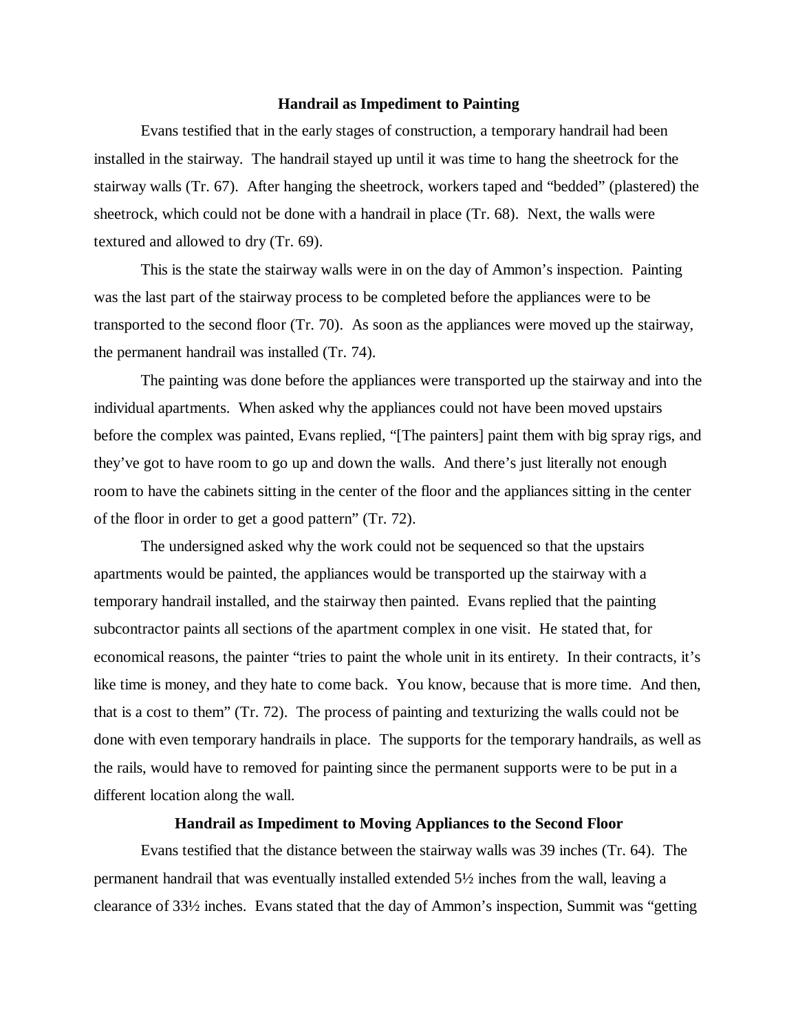**Handrail as Impediment to Painting**

Evans testified that in the early stages of construction, a temporary handrail had been installed in the stairway. The handrail stayed up until it was time to hang the sheetrock for the stairway walls (Tr. 67). After hanging the sheetrock, workers taped and "bedded" (plastered) the sheetrock, which could not be done with a handrail in place (Tr. 68). Next, the walls were textured and allowed to dry (Tr. 69).

This is the state the stairway walls were in on the day of Ammon's inspection. Painting was the last part of the stairway process to be completed before the appliances were to be transported to the second floor (Tr. 70). As soon as the appliances were moved up the stairway, the permanent handrail was installed (Tr. 74).

The painting was done before the appliances were transported up the stairway and into the individual apartments. When asked why the appliances could not have been moved upstairs before the complex was painted, Evans replied, "[The painters] paint them with big spray rigs, and they've got to have room to go up and down the walls. And there's just literally not enough room to have the cabinets sitting in the center of the floor and the appliances sitting in the center of the floor in order to get a good pattern" (Tr. 72).

The undersigned asked why the work could not be sequenced so that the upstairs apartments would be painted, the appliances would be transported up the stairway with a temporary handrail installed, and the stairway then painted. Evans replied that the painting subcontractor paints all sections of the apartment complex in one visit. He stated that, for economical reasons, the painter "tries to paint the whole unit in its entirety. In their contracts, it's like time is money, and they hate to come back. You know, because that is more time. And then, that is a cost to them" (Tr. 72). The process of painting and texturizing the walls could not be done with even temporary handrails in place. The supports for the temporary handrails, as well as the rails, would have to removed for painting since the permanent supports were to be put in a different location along the wall.

**Handrail as Impediment to Moving Appliances to the Second Floor**

Evans testified that the distance between the stairway walls was 39 inches (Tr. 64). The permanent handrail that was eventually installed extended 5½ inches from the wall, leaving a clearance of 33½ inches. Evans stated that the day of Ammon's inspection, Summit was "getting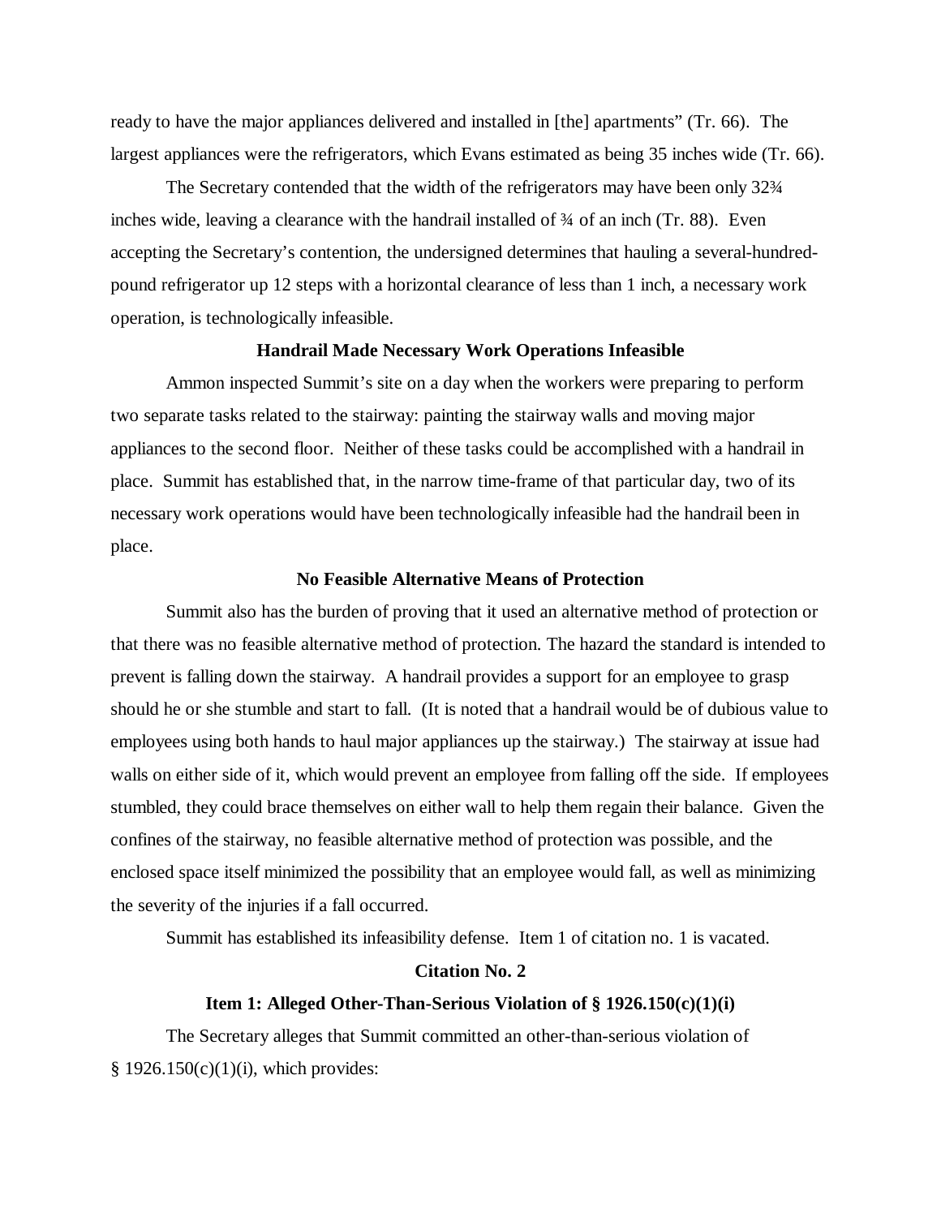ready to have the major appliances delivered and installed in [the] apartments" (Tr. 66). The largest appliances were the refrigerators, which Evans estimated as being 35 inches wide (Tr. 66).

The Secretary contended that the width of the refrigerators may have been only 32¾ inches wide, leaving a clearance with the handrail installed of ¾ of an inch (Tr. 88). Even accepting the Secretary's contention, the undersigned determines that hauling a several-hundred-pound refrigerator up 12 steps with a horizontal clearance of less than 1 inch, a necessary work operation, is technologically infeasible.

**Handrail Made Necessary Work Operations Infeasible**

Ammon inspected Summit's site on a day when the workers were preparing to perform two separate tasks related to the stairway: painting the stairway walls and moving major appliances to the second floor. Neither of these tasks could be accomplished with a handrail in place. Summit has established that, in the narrow time-frame of that particular day, two of its necessary work operations would have been technologically infeasible had the handrail been in place.

**No Feasible Alternative Means of Protection**

Summit also has the burden of proving that it used an alternative method of protection or that there was no feasible alternative method of protection. The hazard the standard is intended to prevent is falling down the stairway. A handrail provides a support for an employee to grasp should he or she stumble and start to fall. (It is noted that a handrail would be of dubious value to employees using both hands to haul major appliances up the stairway.) The stairway at issue had walls on either side of it, which would prevent an employee from falling off the side. If employees stumbled, they could brace themselves on either wall to help them regain their balance. Given the confines of the stairway, no feasible alternative method of protection was possible, and the enclosed space itself minimized the possibility that an employee would fall, as well as minimizing the severity of the injuries if a fall occurred.

Summit has established its infeasibility defense. Item 1 of citation no. 1 is vacated.

**Citation No. 2**

**Item 1: Alleged Other-Than-Serious Violation of § 1926.150(c)(1)(i)**

The Secretary alleges that Summit committed an other-than-serious violation of § 1926.150(c)(1)(i), which provides: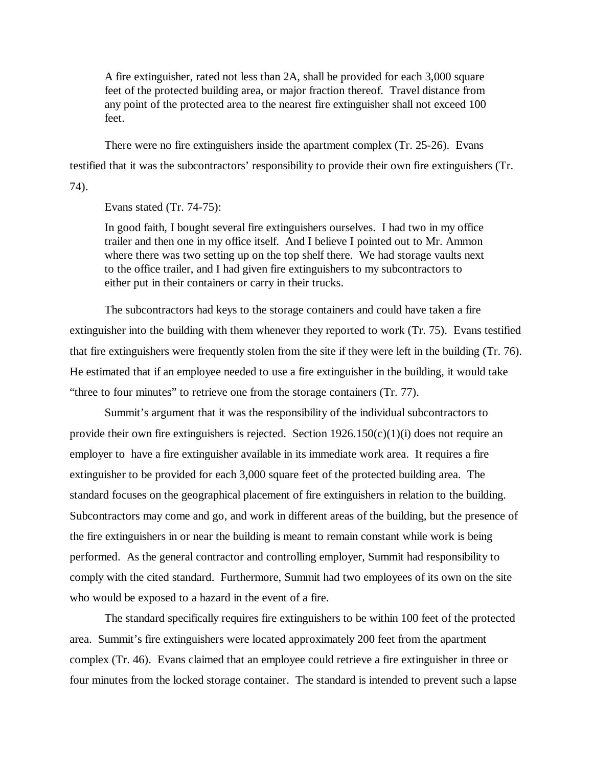> A fire extinguisher, rated not less than 2A, shall be provided for each 3,000 square feet of the protected building area, or major fraction thereof. Travel distance from any point of the protected area to the nearest fire extinguisher shall not exceed 100 feet.

There were no fire extinguishers inside the apartment complex (Tr. 25-26). Evans testified that it was the subcontractors' responsibility to provide their own fire extinguishers (Tr. 74).

Evans stated (Tr. 74-75):

> In good faith, I bought several fire extinguishers ourselves. I had two in my office trailer and then one in my office itself. And I believe I pointed out to Mr. Ammon where there was two setting up on the top shelf there. We had storage vaults next to the office trailer, and I had given fire extinguishers to my subcontractors to either put in their containers or carry in their trucks.

The subcontractors had keys to the storage containers and could have taken a fire extinguisher into the building with them whenever they reported to work (Tr. 75). Evans testified that fire extinguishers were frequently stolen from the site if they were left in the building (Tr. 76). He estimated that if an employee needed to use a fire extinguisher in the building, it would take "three to four minutes" to retrieve one from the storage containers (Tr. 77).

Summit's argument that it was the responsibility of the individual subcontractors to provide their own fire extinguishers is rejected. Section 1926.150(c)(1)(i) does not require an employer to have a fire extinguisher available in its immediate work area. It requires a fire extinguisher to be provided for each 3,000 square feet of the protected building area. The standard focuses on the geographical placement of fire extinguishers in relation to the building. Subcontractors may come and go, and work in different areas of the building, but the presence of the fire extinguishers in or near the building is meant to remain constant while work is being performed. As the general contractor and controlling employer, Summit had responsibility to comply with the cited standard. Furthermore, Summit had two employees of its own on the site who would be exposed to a hazard in the event of a fire.

The standard specifically requires fire extinguishers to be within 100 feet of the protected area. Summit's fire extinguishers were located approximately 200 feet from the apartment complex (Tr. 46). Evans claimed that an employee could retrieve a fire extinguisher in three or four minutes from the locked storage container. The standard is intended to prevent such a lapse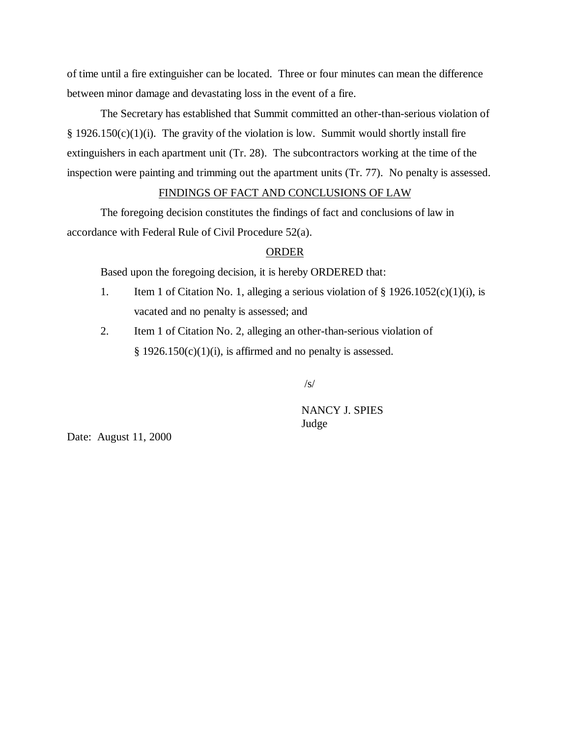of time until a fire extinguisher can be located. Three or four minutes can mean the difference between minor damage and devastating loss in the event of a fire.

The Secretary has established that Summit committed an other-than-serious violation of § 1926.150(c)(1)(i). The gravity of the violation is low. Summit would shortly install fire extinguishers in each apartment unit (Tr. 28). The subcontractors working at the time of the inspection were painting and trimming out the apartment units (Tr. 77). No penalty is assessed.

## FINDINGS OF FACT AND CONCLUSIONS OF LAW

The foregoing decision constitutes the findings of fact and conclusions of law in accordance with Federal Rule of Civil Procedure 52(a).

## ORDER

Based upon the foregoing decision, it is hereby ORDERED that:

1. Item 1 of Citation No. 1, alleging a serious violation of § 1926.1052(c)(1)(i), is vacated and no penalty is assessed; and
2. Item 1 of Citation No. 2, alleging an other-than-serious violation of § 1926.150(c)(1)(i), is affirmed and no penalty is assessed.

/s/

NANCY J. SPIES
Judge

Date: August 11, 2000